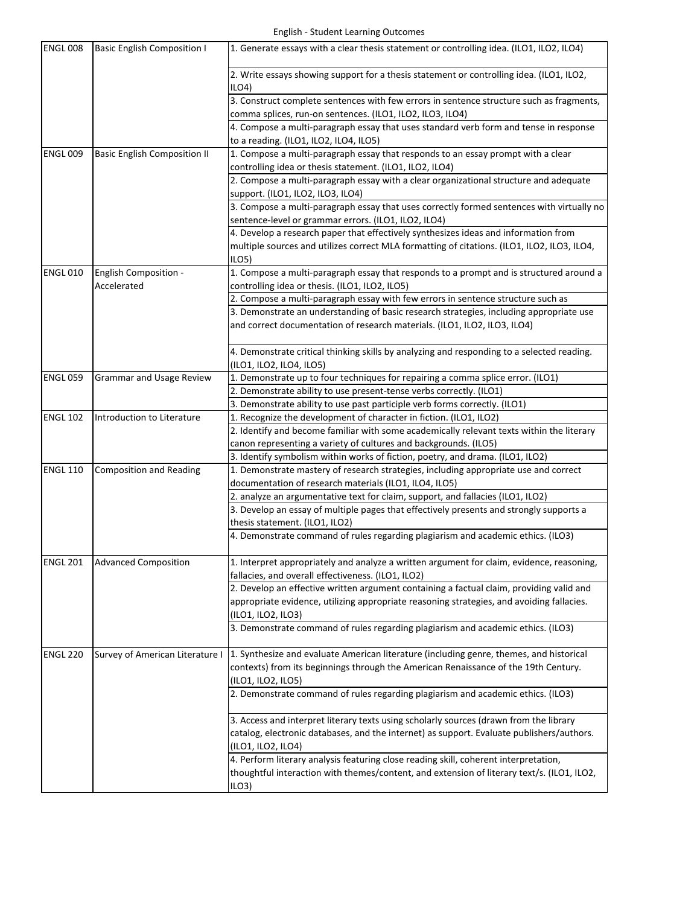# English - Student Learning Outcomes

| Course | Title | Student Learning Outcome |
|---|---|---|
| ENGL 008 | Basic English Composition I | 1. Generate essays with a clear thesis statement or controlling idea. (ILO1, ILO2, ILO4) |
| | | 2. Write essays showing support for a thesis statement or controlling idea. (ILO1, ILO2, ILO4) |
| | | 3. Construct complete sentences with few errors in sentence structure such as fragments, comma splices, run-on sentences. (ILO1, ILO2, ILO3, ILO4) |
| | | 4. Compose a multi-paragraph essay that uses standard verb form and tense in response to a reading. (ILO1, ILO2, ILO4, ILO5) |
| ENGL 009 | Basic English Composition II | 1. Compose a multi-paragraph essay that responds to an essay prompt with a clear controlling idea or thesis statement. (ILO1, ILO2, ILO4) |
| | | 2. Compose a multi-paragraph essay with a clear organizational structure and adequate support. (ILO1, ILO2, ILO3, ILO4) |
| | | 3. Compose a multi-paragraph essay that uses correctly formed sentences with virtually no sentence-level or grammar errors. (ILO1, ILO2, ILO4) |
| | | 4. Develop a research paper that effectively synthesizes ideas and information from multiple sources and utilizes correct MLA formatting of citations. (ILO1, ILO2, ILO3, ILO4, ILO5) |
| ENGL 010 | English Composition - Accelerated | 1. Compose a multi-paragraph essay that responds to a prompt and is structured around a controlling idea or thesis. (ILO1, ILO2, ILO5) |
| | | 2. Compose a multi-paragraph essay with few errors in sentence structure such as |
| | | 3. Demonstrate an understanding of basic research strategies, including appropriate use and correct documentation of research materials. (ILO1, ILO2, ILO3, ILO4) |
| | | 4. Demonstrate critical thinking skills by analyzing and responding to a selected reading. (ILO1, ILO2, ILO4, ILO5) |
| ENGL 059 | Grammar and Usage Review | 1. Demonstrate up to four techniques for repairing a comma splice error. (ILO1) |
| | | 2. Demonstrate ability to use present-tense verbs correctly. (ILO1) |
| | | 3. Demonstrate ability to use past participle verb forms correctly. (ILO1) |
| ENGL 102 | Introduction to Literature | 1. Recognize the development of character in fiction. (ILO1, ILO2) |
| | | 2. Identify and become familiar with some academically relevant texts within the literary canon representing a variety of cultures and backgrounds. (ILO5) |
| | | 3. Identify symbolism within works of fiction, poetry, and drama. (ILO1, ILO2) |
| ENGL 110 | Composition and Reading | 1. Demonstrate mastery of research strategies, including appropriate use and correct documentation of research materials (ILO1, ILO4, ILO5) |
| | | 2. analyze an argumentative text for claim, support, and fallacies (ILO1, ILO2) |
| | | 3. Develop an essay of multiple pages that effectively presents and strongly supports a thesis statement. (ILO1, ILO2) |
| | | 4. Demonstrate command of rules regarding plagiarism and academic ethics. (ILO3) |
| ENGL 201 | Advanced Composition | 1. Interpret appropriately and analyze a written argument for claim, evidence, reasoning, fallacies, and overall effectiveness. (ILO1, ILO2) |
| | | 2. Develop an effective written argument containing a factual claim, providing valid and appropriate evidence, utilizing appropriate reasoning strategies, and avoiding fallacies. (ILO1, ILO2, ILO3) |
| | | 3. Demonstrate command of rules regarding plagiarism and academic ethics. (ILO3) |
| ENGL 220 | Survey of American Literature I | 1. Synthesize and evaluate American literature (including genre, themes, and historical contexts) from its beginnings through the American Renaissance of the 19th Century. (ILO1, ILO2, ILO5) |
| | | 2. Demonstrate command of rules regarding plagiarism and academic ethics. (ILO3) |
| | | 3. Access and interpret literary texts using scholarly sources (drawn from the library catalog, electronic databases, and the internet) as support. Evaluate publishers/authors. (ILO1, ILO2, ILO4) |
| | | 4. Perform literary analysis featuring close reading skill, coherent interpretation, thoughtful interaction with themes/content, and extension of literary text/s. (ILO1, ILO2, ILO3) |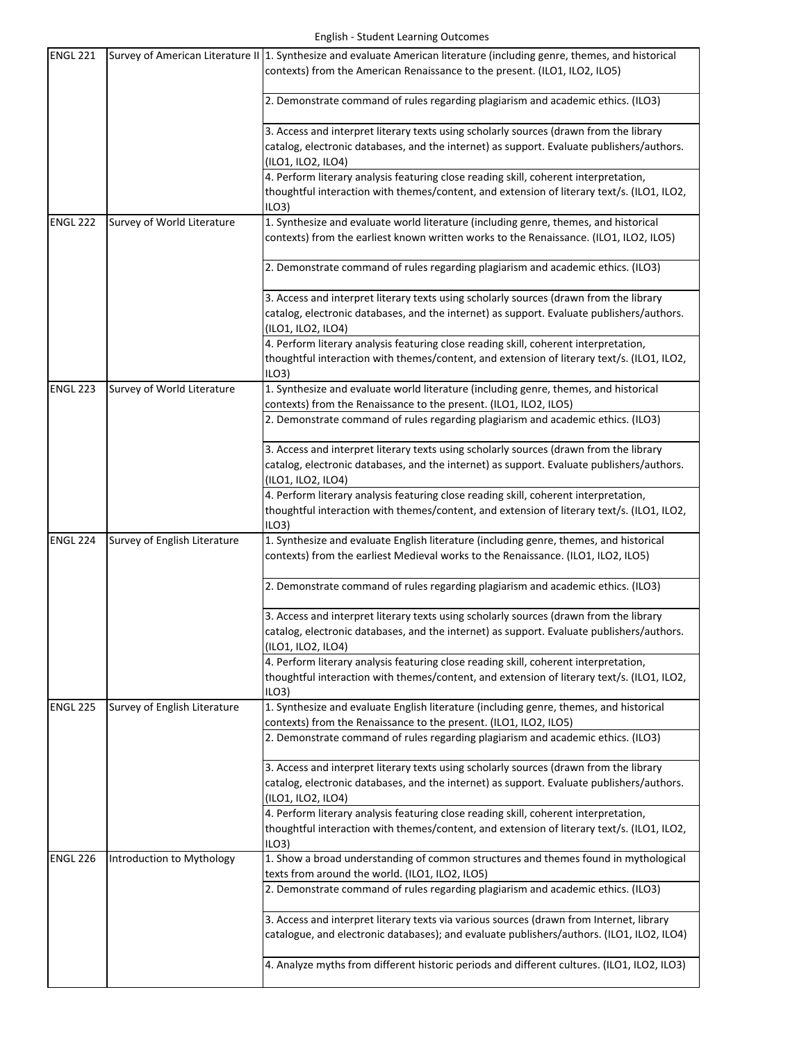| ENGL 221 | Survey of American Literature II | 1. Synthesize and evaluate American literature (including genre, themes, and historical contexts) from the American Renaissance to the present. (ILO1, ILO2, ILO5) |
|---|---|---|
| | | 2. Demonstrate command of rules regarding plagiarism and academic ethics. (ILO3) |
| | | 3. Access and interpret literary texts using scholarly sources (drawn from the library catalog, electronic databases, and the internet) as support. Evaluate publishers/authors. (ILO1, ILO2, ILO4) |
| | | 4. Perform literary analysis featuring close reading skill, coherent interpretation, thoughtful interaction with themes/content, and extension of literary text/s. (ILO1, ILO2, ILO3) |
| ENGL 222 | Survey of World Literature | 1. Synthesize and evaluate world literature (including genre, themes, and historical contexts) from the earliest known written works to the Renaissance. (ILO1, ILO2, ILO5) |
| | | 2. Demonstrate command of rules regarding plagiarism and academic ethics. (ILO3) |
| | | 3. Access and interpret literary texts using scholarly sources (drawn from the library catalog, electronic databases, and the internet) as support. Evaluate publishers/authors. (ILO1, ILO2, ILO4) |
| | | 4. Perform literary analysis featuring close reading skill, coherent interpretation, thoughtful interaction with themes/content, and extension of literary text/s. (ILO1, ILO2, ILO3) |
| ENGL 223 | Survey of World Literature | 1. Synthesize and evaluate world literature (including genre, themes, and historical contexts) from the Renaissance to the present. (ILO1, ILO2, ILO5) |
| | | 2. Demonstrate command of rules regarding plagiarism and academic ethics. (ILO3) |
| | | 3. Access and interpret literary texts using scholarly sources (drawn from the library catalog, electronic databases, and the internet) as support. Evaluate publishers/authors. (ILO1, ILO2, ILO4) |
| | | 4. Perform literary analysis featuring close reading skill, coherent interpretation, thoughtful interaction with themes/content, and extension of literary text/s. (ILO1, ILO2, ILO3) |
| ENGL 224 | Survey of English Literature | 1. Synthesize and evaluate English literature (including genre, themes, and historical contexts) from the earliest Medieval works to the Renaissance. (ILO1, ILO2, ILO5) |
| | | 2. Demonstrate command of rules regarding plagiarism and academic ethics. (ILO3) |
| | | 3. Access and interpret literary texts using scholarly sources (drawn from the library catalog, electronic databases, and the internet) as support. Evaluate publishers/authors. (ILO1, ILO2, ILO4) |
| | | 4. Perform literary analysis featuring close reading skill, coherent interpretation, thoughtful interaction with themes/content, and extension of literary text/s. (ILO1, ILO2, ILO3) |
| ENGL 225 | Survey of English Literature | 1. Synthesize and evaluate English literature (including genre, themes, and historical contexts) from the Renaissance to the present. (ILO1, ILO2, ILO5) |
| | | 2. Demonstrate command of rules regarding plagiarism and academic ethics. (ILO3) |
| | | 3. Access and interpret literary texts using scholarly sources (drawn from the library catalog, electronic databases, and the internet) as support. Evaluate publishers/authors. (ILO1, ILO2, ILO4) |
| | | 4. Perform literary analysis featuring close reading skill, coherent interpretation, thoughtful interaction with themes/content, and extension of literary text/s. (ILO1, ILO2, ILO3) |
| ENGL 226 | Introduction to Mythology | 1. Show a broad understanding of common structures and themes found in mythological texts from around the world. (ILO1, ILO2, ILO5) |
| | | 2. Demonstrate command of rules regarding plagiarism and academic ethics. (ILO3) |
| | | 3. Access and interpret literary texts via various sources (drawn from Internet, library catalogue, and electronic databases); and evaluate publishers/authors. (ILO1, ILO2, ILO4) |
| | | 4. Analyze myths from different historic periods and different cultures. (ILO1, ILO2, ILO3) |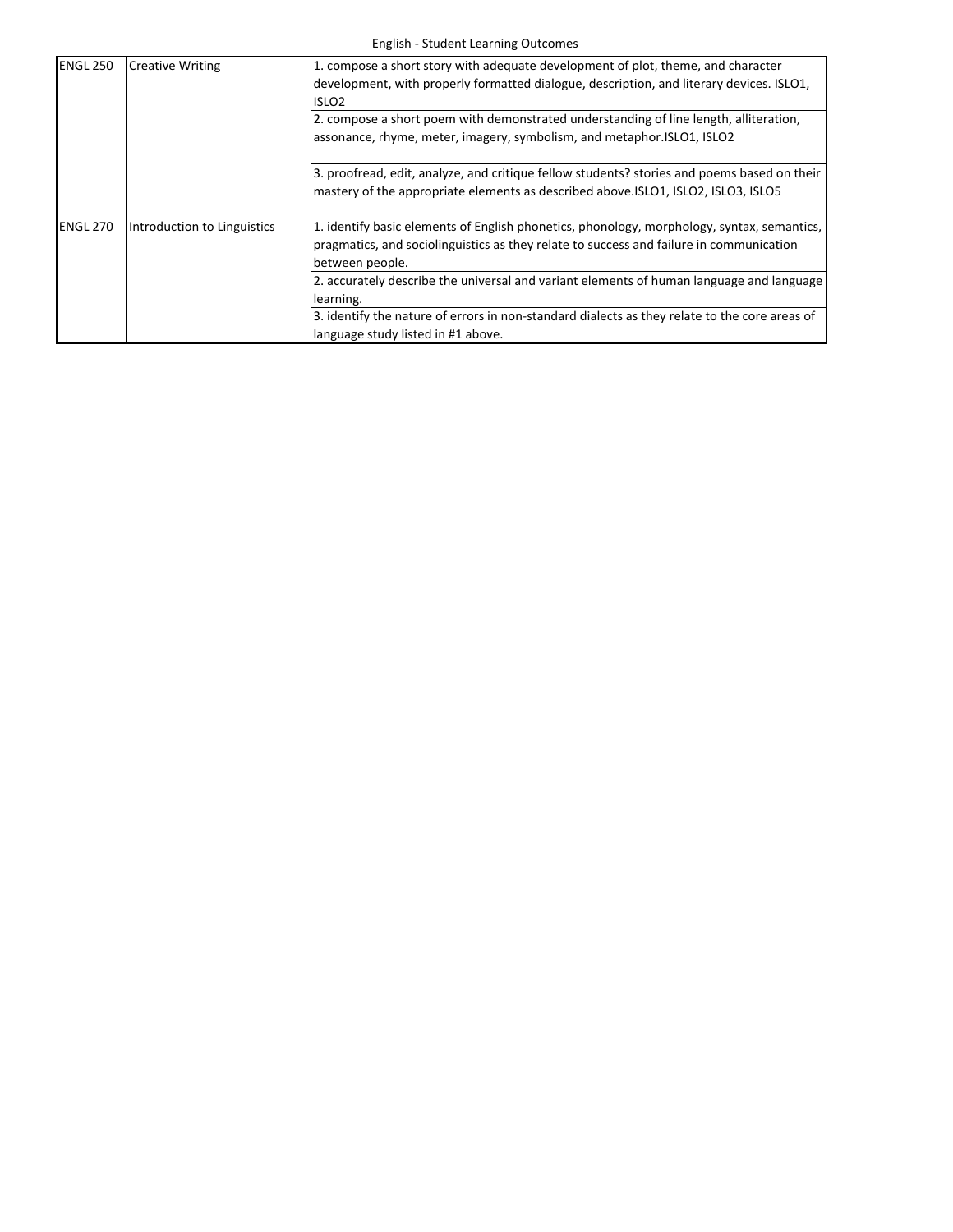| | | |
|---|---|---|
| ENGL 250 | Creative Writing | 1. compose a short story with adequate development of plot, theme, and character development, with properly formatted dialogue, description, and literary devices. ISLO1, ISLO2 |
| | | 2. compose a short poem with demonstrated understanding of line length, alliteration, assonance, rhyme, meter, imagery, symbolism, and metaphor.ISLO1, ISLO2 |
| | | 3. proofread, edit, analyze, and critique fellow students? stories and poems based on their mastery of the appropriate elements as described above.ISLO1, ISLO2, ISLO3, ISLO5 |
| ENGL 270 | Introduction to Linguistics | 1. identify basic elements of English phonetics, phonology, morphology, syntax, semantics, pragmatics, and sociolinguistics as they relate to success and failure in communication between people. |
| | | 2. accurately describe the universal and variant elements of human language and language learning. |
| | | 3. identify the nature of errors in non-standard dialects as they relate to the core areas of language study listed in #1 above. |